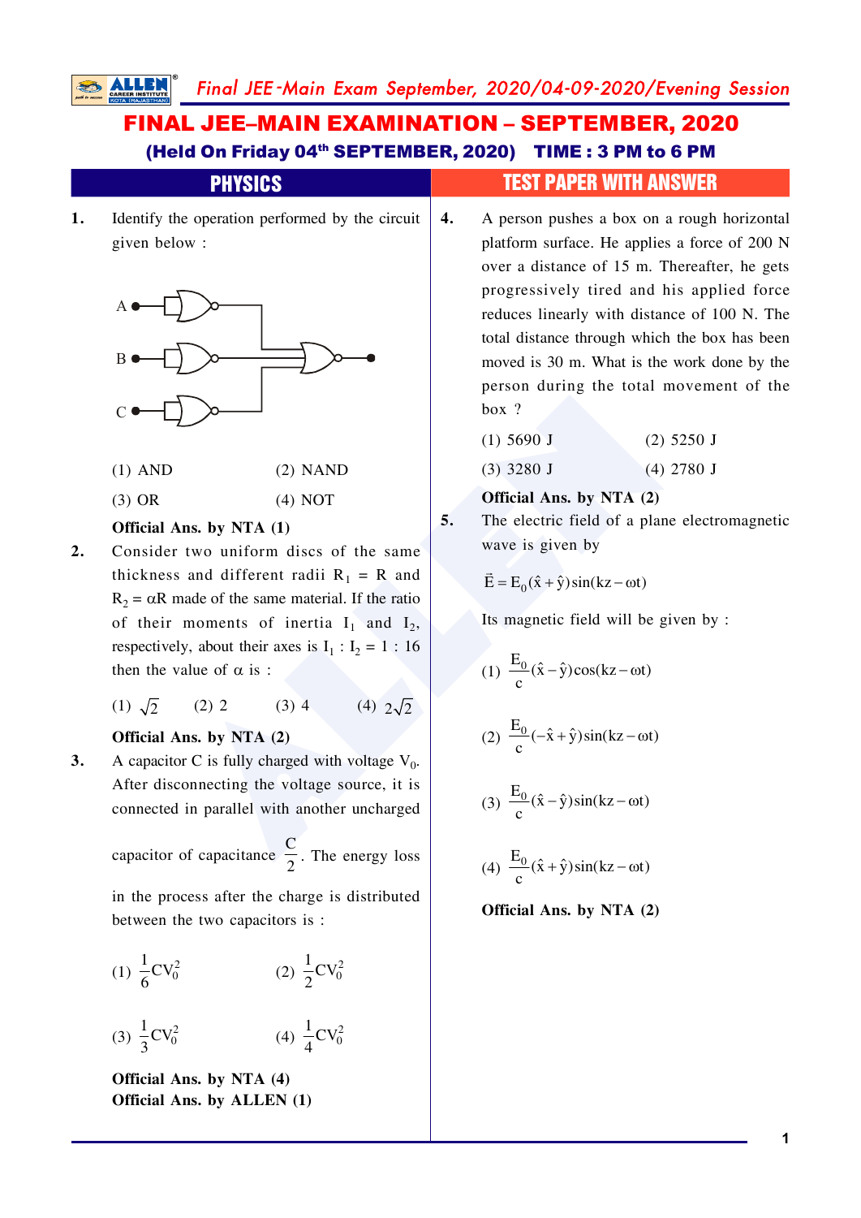# FINAL JEE–MAIN EXAMINATION – SEPTEMBER, 2020

**(Held On Friday 04th SEPTEMBER, 2020) TIME : 3 PM to 6 PM**

## PHYSICS — TEST PAPER WITH ANSWER

**1.** Identify the operation performed by the circuit given below :

(1) AND (2) NAND

(3) OR (4) NOT

**Official Ans. by NTA (1)**

**2.** Consider two uniform discs of the same thickness and different radii $R_1 = R$ and $R_2 = \alpha R$ made of the same material. If the ratio of their moments of inertia $I_1$ and $I_2$, respectively, about their axes is $I_1 : I_2 = 1 : 16$ then the value of $\alpha$ is :

(1) $\sqrt{2}$ (2) 2 (3) 4 (4) $2\sqrt{2}$

**Official Ans. by NTA (2)**

**3.** A capacitor C is fully charged with voltage $V_0$. After disconnecting the voltage source, it is connected in parallel with another uncharged capacitor of capacitance $\frac{C}{2}$. The energy loss in the process after the charge is distributed between the two capacitors is :

(1) $\frac{1}{6}CV_0^2$ (2) $\frac{1}{2}CV_0^2$

(3) $\frac{1}{3}CV_0^2$ (4) $\frac{1}{4}CV_0^2$

**Official Ans. by NTA (4)**
**Official Ans. by ALLEN (1)**

**4.** A person pushes a box on a rough horizontal platform surface. He applies a force of 200 N over a distance of 15 m. Thereafter, he gets progressively tired and his applied force reduces linearly with distance of 100 N. The total distance through which the box has been moved is 30 m. What is the work done by the person during the total movement of the box ?

(1) 5690 J (2) 5250 J

(3) 3280 J (4) 2780 J

**Official Ans. by NTA (2)**

**5.** The electric field of a plane electromagnetic wave is given by

$$\vec{E} = E_0(\hat{x} + \hat{y})\sin(kz - \omega t)$$

Its magnetic field will be given by :

(1) $\frac{E_0}{c}(\hat{x} - \hat{y})\cos(kz - \omega t)$

(2) $\frac{E_0}{c}(-\hat{x} + \hat{y})\sin(kz - \omega t)$

(3) $\frac{E_0}{c}(\hat{x} - \hat{y})\sin(kz - \omega t)$

(4) $\frac{E_0}{c}(\hat{x} + \hat{y})\sin(kz - \omega t)$

**Official Ans. by NTA (2)**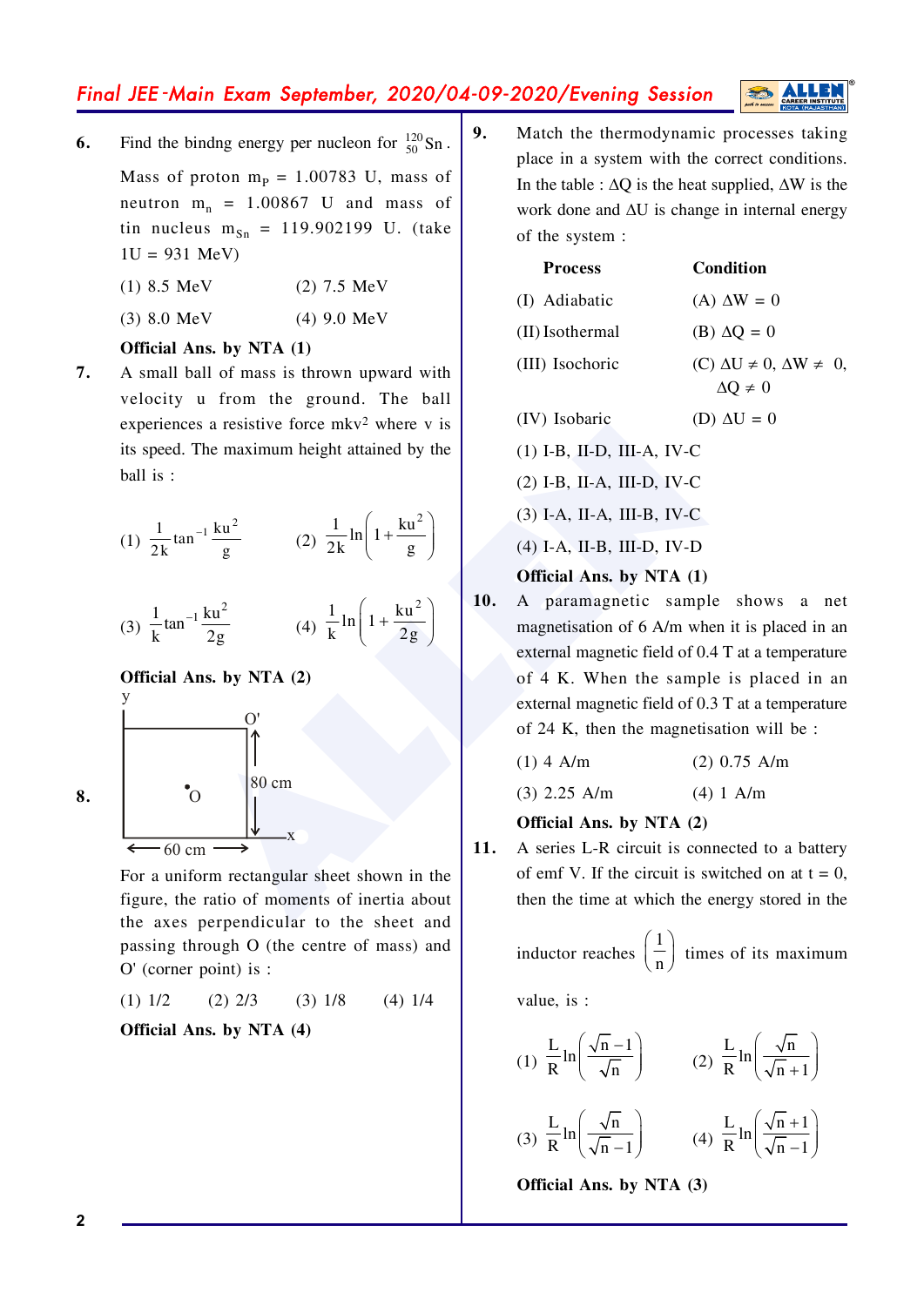**6.** Find the bindng energy per nucleon for $^{120}_{50}\text{Sn}$.

Mass of proton $m_P$ = 1.00783 U, mass of neutron $m_n$ = 1.00867 U and mass of tin nucleus $m_{Sn}$ = 119.902199 U. (take 1U = 931 MeV)

(1) 8.5 MeV (2) 7.5 MeV

(3) 8.0 MeV (4) 9.0 MeV

**Official Ans. by NTA (1)**

**7.** A small ball of mass is thrown upward with velocity u from the ground. The ball experiences a resistive force $mkv^2$ where v is its speed. The maximum height attained by the ball is :

(1) $\frac{1}{2k}\tan^{-1}\frac{ku^2}{g}$ (2) $\frac{1}{2k}\ln\left(1+\frac{ku^2}{g}\right)$

(3) $\frac{1}{k}\tan^{-1}\frac{ku^2}{2g}$ (4) $\frac{1}{k}\ln\left(1+\frac{ku^2}{2g}\right)$

**Official Ans. by NTA (2)**

**8.** [Figure: rectangular sheet of width 60 cm along x and height 80 cm along y, with centre O and corner O']

For a uniform rectangular sheet shown in the figure, the ratio of moments of inertia about the axes perpendicular to the sheet and passing through O (the centre of mass) and O' (corner point) is :

(1) 1/2 (2) 2/3 (3) 1/8 (4) 1/4

**Official Ans. by NTA (4)**

**9.** Match the thermodynamic processes taking place in a system with the correct conditions. In the table : $\Delta Q$ is the heat supplied, $\Delta W$ is the work done and $\Delta U$ is change in internal energy of the system :

| Process | Condition |
|---|---|
| (I) Adiabatic | (A) $\Delta W = 0$ |
| (II) Isothermal | (B) $\Delta Q = 0$ |
| (III) Isochoric | (C) $\Delta U \neq 0$, $\Delta W \neq 0$, $\Delta Q \neq 0$ |
| (IV) Isobaric | (D) $\Delta U = 0$ |

(1) I-B, II-D, III-A, IV-C

(2) I-B, II-A, III-D, IV-C

(3) I-A, II-A, III-B, IV-C

(4) I-A, II-B, III-D, IV-D

**Official Ans. by NTA (1)**

**10.** A paramagnetic sample shows a net magnetisation of 6 A/m when it is placed in an external magnetic field of 0.4 T at a temperature of 4 K. When the sample is placed in an external magnetic field of 0.3 T at a temperature of 24 K, then the magnetisation will be :

(1) 4 A/m (2) 0.75 A/m

(3) 2.25 A/m (4) 1 A/m

**Official Ans. by NTA (2)**

**11.** A series L-R circuit is connected to a battery of emf V. If the circuit is switched on at t = 0, then the time at which the energy stored in the inductor reaches $\left(\frac{1}{n}\right)$ times of its maximum value, is :

(1) $\frac{L}{R}\ln\left(\frac{\sqrt{n}-1}{\sqrt{n}}\right)$ (2) $\frac{L}{R}\ln\left(\frac{\sqrt{n}}{\sqrt{n}+1}\right)$

(3) $\frac{L}{R}\ln\left(\frac{\sqrt{n}}{\sqrt{n}-1}\right)$ (4) $\frac{L}{R}\ln\left(\frac{\sqrt{n}+1}{\sqrt{n}-1}\right)$

**Official Ans. by NTA (3)**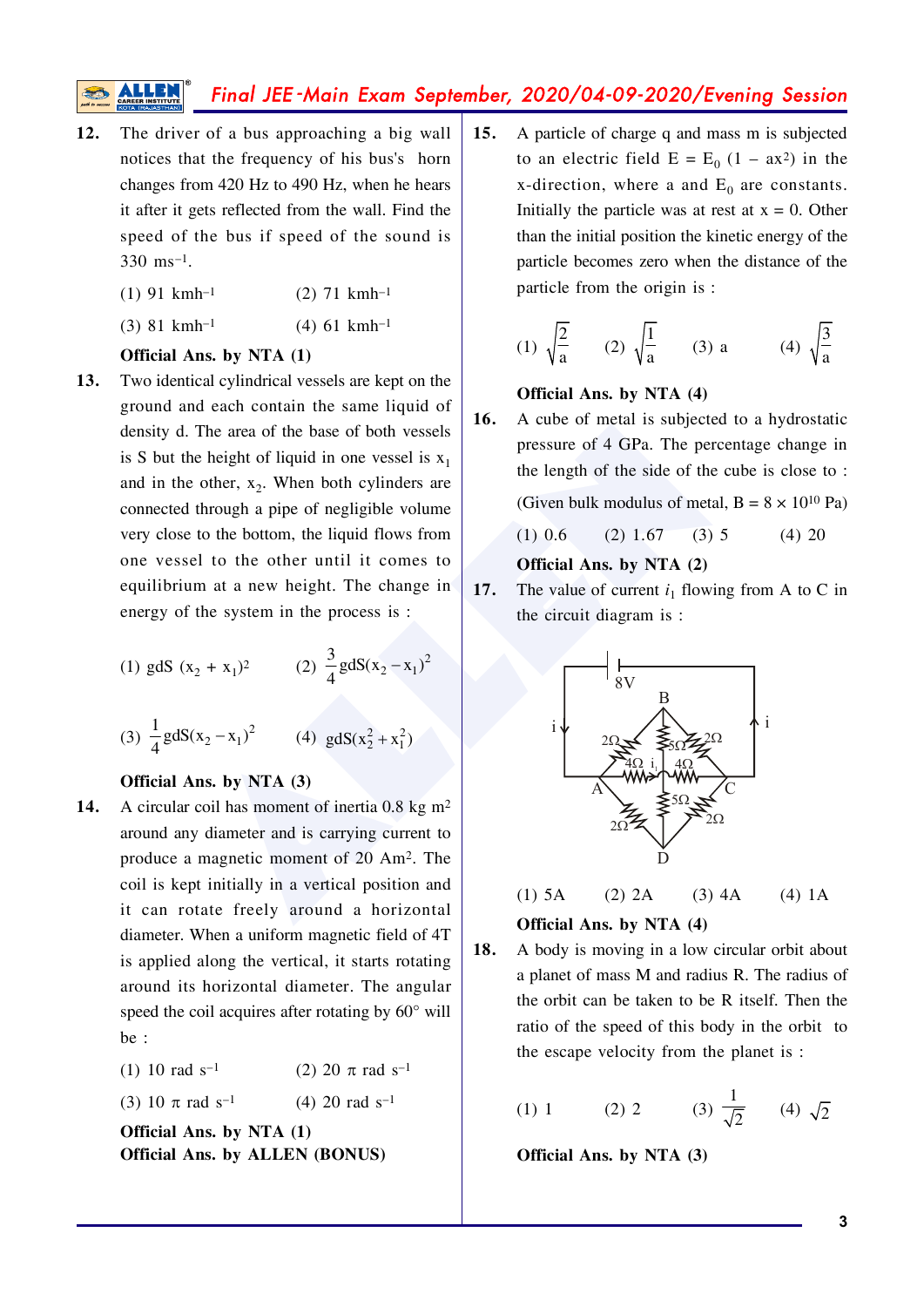**12.** The driver of a bus approaching a big wall notices that the frequency of his bus's horn changes from 420 Hz to 490 Hz, when he hears it after it gets reflected from the wall. Find the speed of the bus if speed of the sound is 330 $ms^{-1}$.

(1) 91 $kmh^{-1}$ (2) 71 $kmh^{-1}$

(3) 81 $kmh^{-1}$ (4) 61 $kmh^{-1}$

**Official Ans. by NTA (1)**

**13.** Two identical cylindrical vessels are kept on the ground and each contain the same liquid of density d. The area of the base of both vessels is S but the height of liquid in one vessel is $x_1$ and in the other, $x_2$. When both cylinders are connected through a pipe of negligible volume very close to the bottom, the liquid flows from one vessel to the other until it comes to equilibrium at a new height. The change in energy of the system in the process is :

(1) $gdS\,(x_2 + x_1)^2$ (2) $\frac{3}{4}gdS(x_2 - x_1)^2$

(3) $\frac{1}{4}gdS(x_2 - x_1)^2$ (4) $gdS(x_2^2 + x_1^2)$

**Official Ans. by NTA (3)**

**14.** A circular coil has moment of inertia 0.8 kg $m^2$ around any diameter and is carrying current to produce a magnetic moment of 20 $Am^2$. The coil is kept initially in a vertical position and it can rotate freely around a horizontal diameter. When a uniform magnetic field of 4T is applied along the vertical, it starts rotating around its horizontal diameter. The angular speed the coil acquires after rotating by 60° will be :

(1) 10 rad $s^{-1}$ (2) 20 $\pi$ rad $s^{-1}$

(3) 10 $\pi$ rad $s^{-1}$ (4) 20 rad $s^{-1}$

**Official Ans. by NTA (1)**
**Official Ans. by ALLEN (BONUS)**

**15.** A particle of charge q and mass m is subjected to an electric field $E = E_0\,(1 - ax^2)$ in the x-direction, where a and $E_0$ are constants. Initially the particle was at rest at x = 0. Other than the initial position the kinetic energy of the particle becomes zero when the distance of the particle from the origin is :

(1) $\sqrt{\frac{2}{a}}$ (2) $\sqrt{\frac{1}{a}}$ (3) a (4) $\sqrt{\frac{3}{a}}$

**Official Ans. by NTA (4)**

**16.** A cube of metal is subjected to a hydrostatic pressure of 4 GPa. The percentage change in the length of the side of the cube is close to :

(Given bulk modulus of metal, $B = 8 \times 10^{10}$ Pa)

(1) 0.6 (2) 1.67 (3) 5 (4) 20

**Official Ans. by NTA (2)**

**17.** The value of current $i_1$ flowing from A to C in the circuit diagram is :

(1) 5A (2) 2A (3) 4A (4) 1A

**Official Ans. by NTA (4)**

**18.** A body is moving in a low circular orbit about a planet of mass M and radius R. The radius of the orbit can be taken to be R itself. Then the ratio of the speed of this body in the orbit to the escape velocity from the planet is :

(1) 1 (2) 2 (3) $\frac{1}{\sqrt{2}}$ (4) $\sqrt{2}$

**Official Ans. by NTA (3)**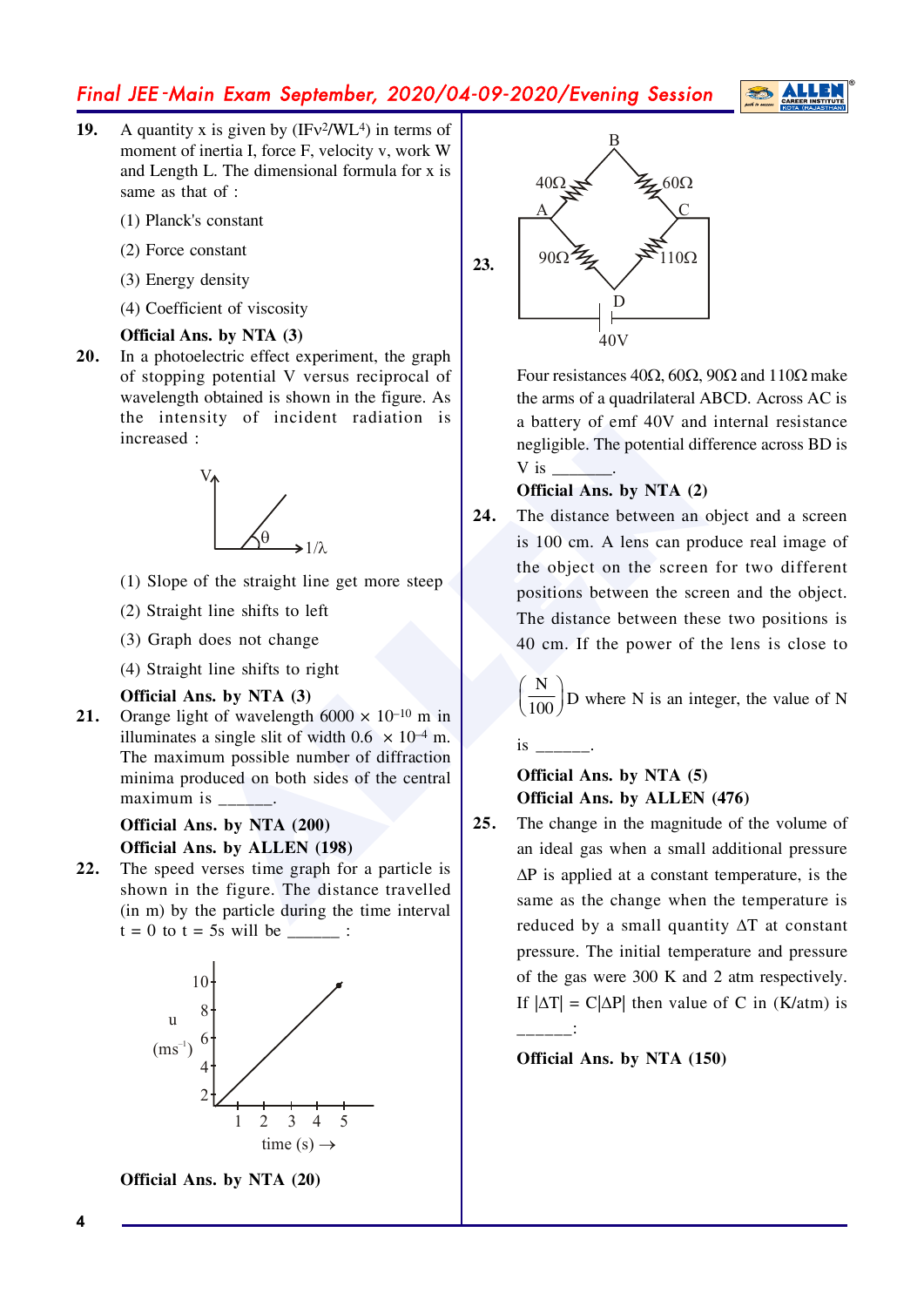**19.** A quantity x is given by $(IFv^2/WL^4)$ in terms of moment of inertia I, force F, velocity v, work W and Length L. The dimensional formula for x is same as that of :

(1) Planck's constant

(2) Force constant

(3) Energy density

(4) Coefficient of viscosity

**Official Ans. by NTA (3)**

**20.** In a photoelectric effect experiment, the graph of stopping potential V versus reciprocal of wavelength obtained is shown in the figure. As the intensity of incident radiation is increased :

V

θ

$1/\lambda$

(1) Slope of the straight line get more steep

(2) Straight line shifts to left

(3) Graph does not change

(4) Straight line shifts to right

**Official Ans. by NTA (3)**

**21.** Orange light of wavelength $6000 \times 10^{-10}$ m in illuminates a single slit of width $0.6 \times 10^{-4}$ m. The maximum possible number of diffraction minima produced on both sides of the central maximum is ______.

**Official Ans. by NTA (200)**
**Official Ans. by ALLEN (198)**

**22.** The speed verses time graph for a particle is shown in the figure. The distance travelled (in m) by the particle during the time interval t = 0 to t = 5s will be ______ :

u ($ms^{-1}$)

10
8
6
4
2

1 2 3 4 5

time (s) →

**Official Ans. by NTA (20)**

**23.**

B

40Ω 60Ω

A C

90Ω 110Ω

D

40V

Four resistances 40Ω, 60Ω, 90Ω and 110Ω make the arms of a quadrilateral ABCD. Across AC is a battery of emf 40V and internal resistance negligible. The potential difference across BD is V is ______.

**Official Ans. by NTA (2)**

**24.** The distance between an object and a screen is 100 cm. A lens can produce real image of the object on the screen for two different positions between the screen and the object. The distance between these two positions is 40 cm. If the power of the lens is close to $\left(\frac{N}{100}\right)$D where N is an integer, the value of N is ______.

**Official Ans. by NTA (5)**
**Official Ans. by ALLEN (476)**

**25.** The change in the magnitude of the volume of an ideal gas when a small additional pressure ΔP is applied at a constant temperature, is the same as the change when the temperature is reduced by a small quantity ΔT at constant pressure. The initial temperature and pressure of the gas were 300 K and 2 atm respectively. If $|\Delta T| = C|\Delta P|$ then value of C in (K/atm) is ______:

**Official Ans. by NTA (150)**